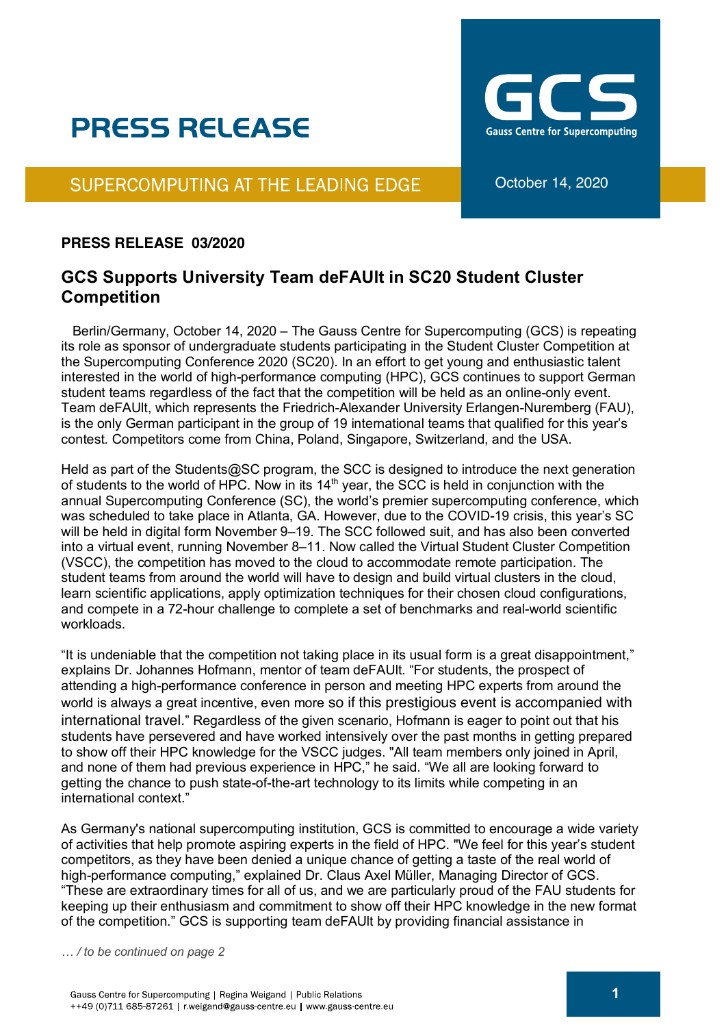# PRESS RELEASE

SUPERCOMPUTING AT THE LEADING EDGE

GCS
Gauss Centre for Supercomputing

October 14, 2020

**PRESS RELEASE 03/2020**

## GCS Supports University Team deFAUlt in SC20 Student Cluster Competition

Berlin/Germany, October 14, 2020 – The Gauss Centre for Supercomputing (GCS) is repeating its role as sponsor of undergraduate students participating in the Student Cluster Competition at the Supercomputing Conference 2020 (SC20). In an effort to get young and enthusiastic talent interested in the world of high-performance computing (HPC), GCS continues to support German student teams regardless of the fact that the competition will be held as an online-only event. Team deFAUlt, which represents the Friedrich-Alexander University Erlangen-Nuremberg (FAU), is the only German participant in the group of 19 international teams that qualified for this year's contest. Competitors come from China, Poland, Singapore, Switzerland, and the USA.

Held as part of the Students@SC program, the SCC is designed to introduce the next generation of students to the world of HPC. Now in its 14th year, the SCC is held in conjunction with the annual Supercomputing Conference (SC), the world's premier supercomputing conference, which was scheduled to take place in Atlanta, GA. However, due to the COVID-19 crisis, this year's SC will be held in digital form November 9–19. The SCC followed suit, and has also been converted into a virtual event, running November 8–11. Now called the Virtual Student Cluster Competition (VSCC), the competition has moved to the cloud to accommodate remote participation. The student teams from around the world will have to design and build virtual clusters in the cloud, learn scientific applications, apply optimization techniques for their chosen cloud configurations, and compete in a 72-hour challenge to complete a set of benchmarks and real-world scientific workloads.

"It is undeniable that the competition not taking place in its usual form is a great disappointment," explains Dr. Johannes Hofmann, mentor of team deFAUlt. "For students, the prospect of attending a high-performance conference in person and meeting HPC experts from around the world is always a great incentive, even more so if this prestigious event is accompanied with international travel." Regardless of the given scenario, Hofmann is eager to point out that his students have persevered and have worked intensively over the past months in getting prepared to show off their HPC knowledge for the VSCC judges. "All team members only joined in April, and none of them had previous experience in HPC," he said. "We all are looking forward to getting the chance to push state-of-the-art technology to its limits while competing in an international context."

As Germany's national supercomputing institution, GCS is committed to encourage a wide variety of activities that help promote aspiring experts in the field of HPC. "We feel for this year's student competitors, as they have been denied a unique chance of getting a taste of the real world of high-performance computing," explained Dr. Claus Axel Müller, Managing Director of GCS. "These are extraordinary times for all of us, and we are particularly proud of the FAU students for keeping up their enthusiasm and commitment to show off their HPC knowledge in the new format of the competition." GCS is supporting team deFAUlt by providing financial assistance in

*… / to be continued on page 2*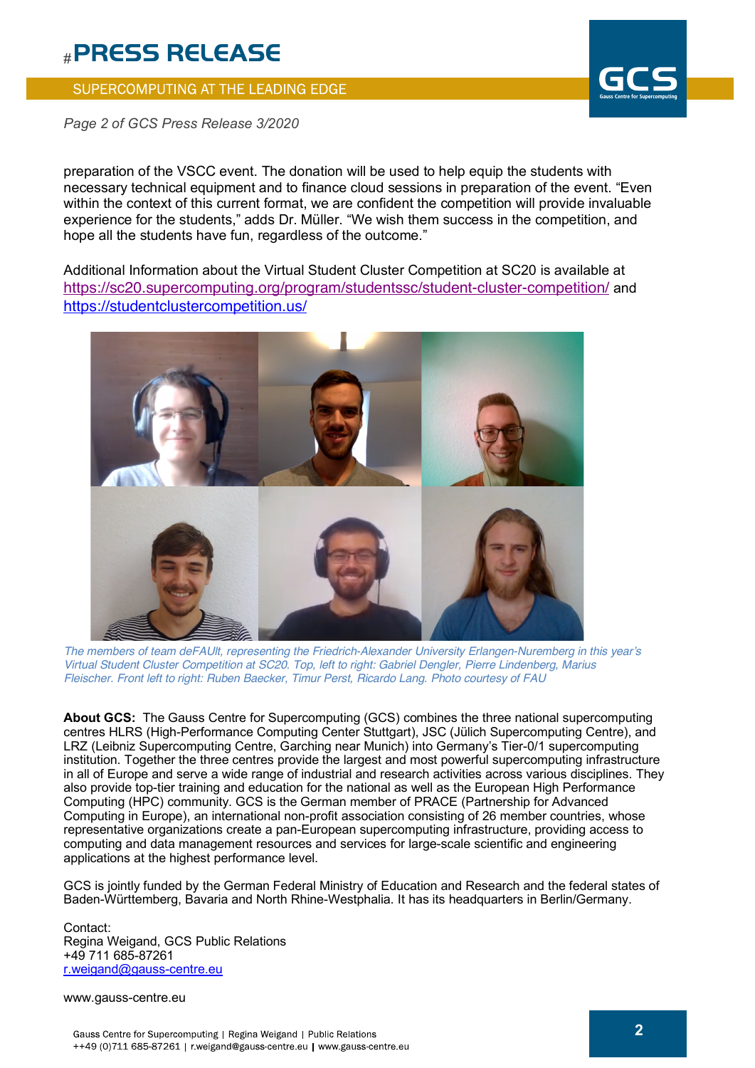preparation of the VSCC event. The donation will be used to help equip the students with necessary technical equipment and to finance cloud sessions in preparation of the event. "Even within the context of this current format, we are confident the competition will provide invaluable experience for the students," adds Dr. Müller. "We wish them success in the competition, and hope all the students have fun, regardless of the outcome."

Additional Information about the Virtual Student Cluster Competition at SC20 is available at https://sc20.supercomputing.org/program/studentssc/student-cluster-competition/ and https://studentclustercompetition.us/

*The members of team deFAUlt, representing the Friedrich-Alexander University Erlangen-Nuremberg in this year's Virtual Student Cluster Competition at SC20. Top, left to right: Gabriel Dengler, Pierre Lindenberg, Marius Fleischer. Front left to right: Ruben Baecker, Timur Perst, Ricardo Lang. Photo courtesy of FAU*

**About GCS:** The Gauss Centre for Supercomputing (GCS) combines the three national supercomputing centres HLRS (High-Performance Computing Center Stuttgart), JSC (Jülich Supercomputing Centre), and LRZ (Leibniz Supercomputing Centre, Garching near Munich) into Germany's Tier-0/1 supercomputing institution. Together the three centres provide the largest and most powerful supercomputing infrastructure in all of Europe and serve a wide range of industrial and research activities across various disciplines. They also provide top-tier training and education for the national as well as the European High Performance Computing (HPC) community. GCS is the German member of PRACE (Partnership for Advanced Computing in Europe), an international non-profit association consisting of 26 member countries, whose representative organizations create a pan-European supercomputing infrastructure, providing access to computing and data management resources and services for large-scale scientific and engineering applications at the highest performance level.

GCS is jointly funded by the German Federal Ministry of Education and Research and the federal states of Baden-Württemberg, Bavaria and North Rhine-Westphalia. It has its headquarters in Berlin/Germany.

Contact:
Regina Weigand, GCS Public Relations
+49 711 685-87261
r.weigand@gauss-centre.eu

www.gauss-centre.eu